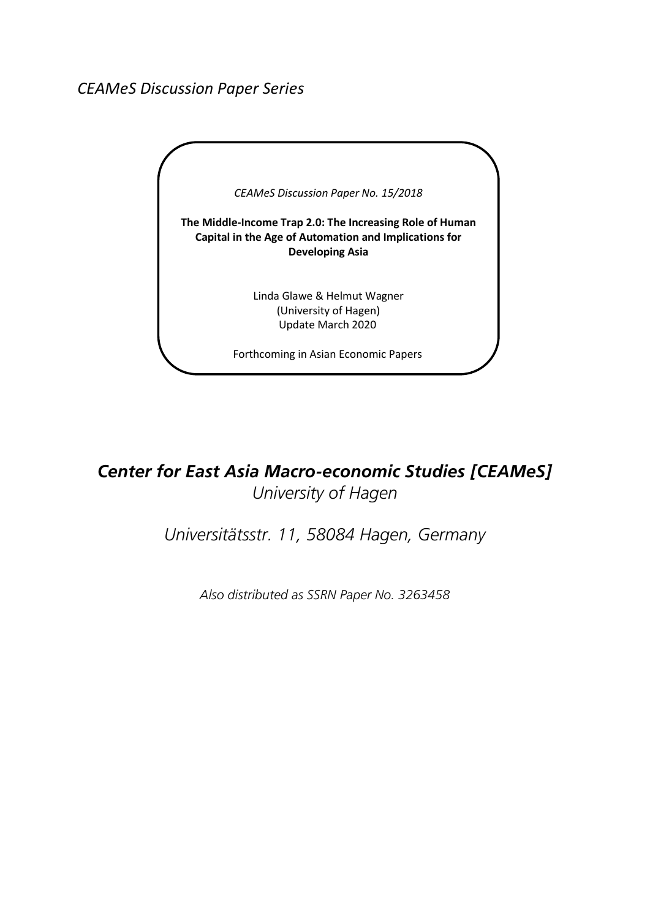*CEAMeS Discussion Paper Series*

*CEAMeS Discussion Paper No. 15/2018*

**The Middle-Income Trap 2.0: The Increasing Role of Human Capital in the Age of Automation and Implications for Developing Asia**

Linda Glawe & Helmut Wagner
(University of Hagen)
Update March 2020

Forthcoming in Asian Economic Papers

## *Center for East Asia Macro-economic Studies [CEAMeS]*

*University of Hagen*

*Universitätsstr. 11, 58084 Hagen, Germany*

*Also distributed as SSRN Paper No. 3263458*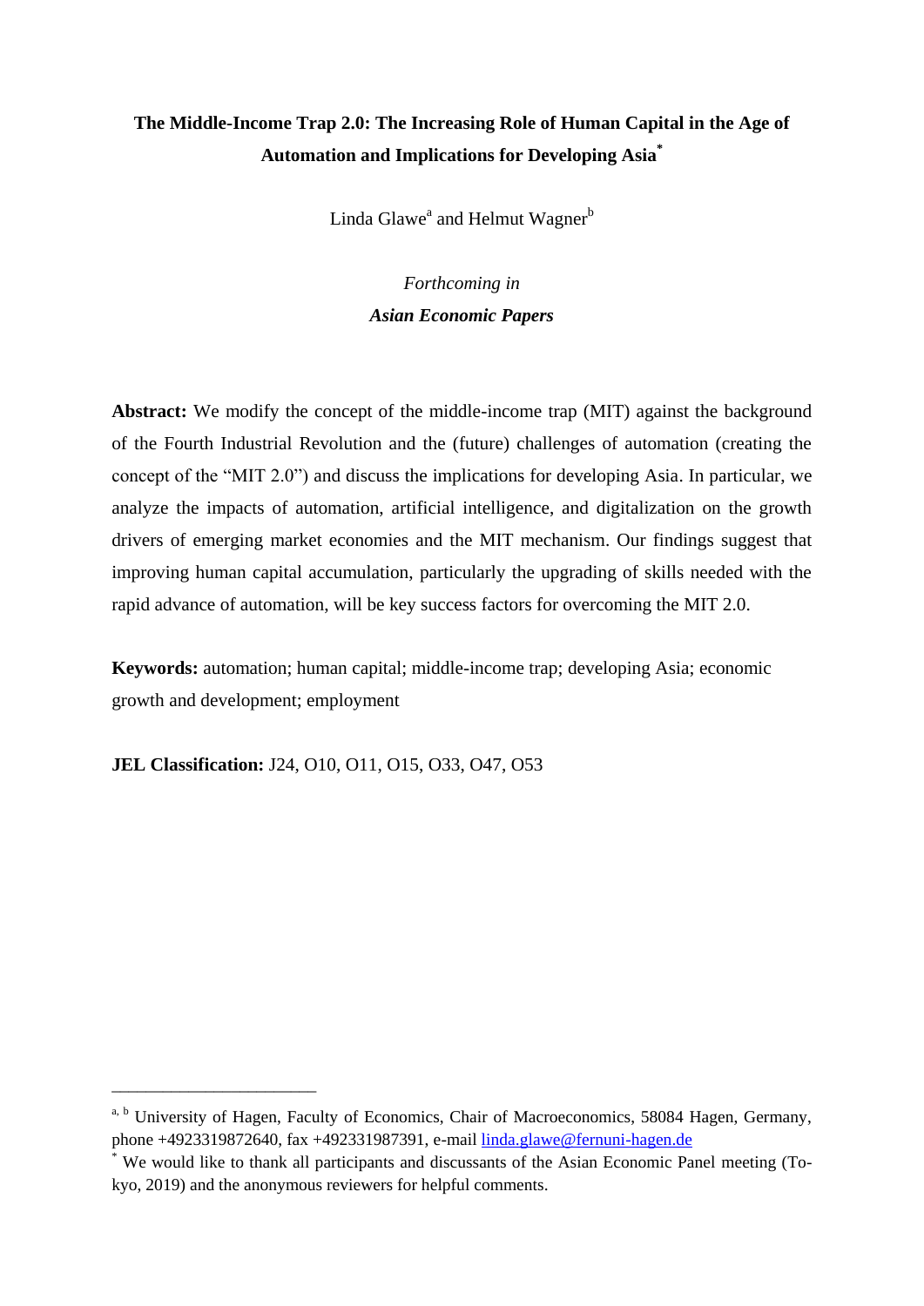**The Middle-Income Trap 2.0: The Increasing Role of Human Capital in the Age of Automation and Implications for Developing Asia**[*]

Linda Glawe[a] and Helmut Wagner[b]

*Forthcoming in*

***Asian Economic Papers***

**Abstract:** We modify the concept of the middle-income trap (MIT) against the background of the Fourth Industrial Revolution and the (future) challenges of automation (creating the concept of the "MIT 2.0") and discuss the implications for developing Asia. In particular, we analyze the impacts of automation, artificial intelligence, and digitalization on the growth drivers of emerging market economies and the MIT mechanism. Our findings suggest that improving human capital accumulation, particularly the upgrading of skills needed with the rapid advance of automation, will be key success factors for overcoming the MIT 2.0.

**Keywords:** automation; human capital; middle-income trap; developing Asia; economic growth and development; employment

**JEL Classification:** J24, O10, O11, O15, O33, O47, O53

---

[a, b] University of Hagen, Faculty of Economics, Chair of Macroeconomics, 58084 Hagen, Germany, phone +4923319872640, fax +492331987391, e-mail linda.glawe@fernuni-hagen.de

[*] We would like to thank all participants and discussants of the Asian Economic Panel meeting (Tokyo, 2019) and the anonymous reviewers for helpful comments.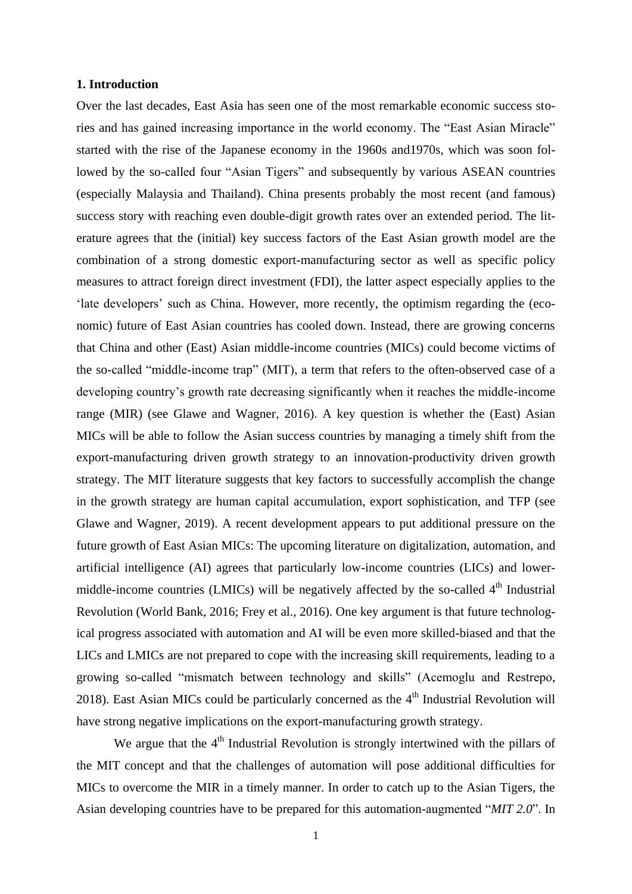### 1. Introduction

Over the last decades, East Asia has seen one of the most remarkable economic success stories and has gained increasing importance in the world economy. The "East Asian Miracle" started with the rise of the Japanese economy in the 1960s and1970s, which was soon followed by the so-called four "Asian Tigers" and subsequently by various ASEAN countries (especially Malaysia and Thailand). China presents probably the most recent (and famous) success story with reaching even double-digit growth rates over an extended period. The literature agrees that the (initial) key success factors of the East Asian growth model are the combination of a strong domestic export-manufacturing sector as well as specific policy measures to attract foreign direct investment (FDI), the latter aspect especially applies to the 'late developers' such as China. However, more recently, the optimism regarding the (economic) future of East Asian countries has cooled down. Instead, there are growing concerns that China and other (East) Asian middle-income countries (MICs) could become victims of the so-called "middle-income trap" (MIT), a term that refers to the often-observed case of a developing country's growth rate decreasing significantly when it reaches the middle-income range (MIR) (see Glawe and Wagner, 2016). A key question is whether the (East) Asian MICs will be able to follow the Asian success countries by managing a timely shift from the export-manufacturing driven growth strategy to an innovation-productivity driven growth strategy. The MIT literature suggests that key factors to successfully accomplish the change in the growth strategy are human capital accumulation, export sophistication, and TFP (see Glawe and Wagner, 2019). A recent development appears to put additional pressure on the future growth of East Asian MICs: The upcoming literature on digitalization, automation, and artificial intelligence (AI) agrees that particularly low-income countries (LICs) and lower-middle-income countries (LMICs) will be negatively affected by the so-called 4$^{th}$ Industrial Revolution (World Bank, 2016; Frey et al., 2016). One key argument is that future technological progress associated with automation and AI will be even more skilled-biased and that the LICs and LMICs are not prepared to cope with the increasing skill requirements, leading to a growing so-called "mismatch between technology and skills" (Acemoglu and Restrepo, 2018). East Asian MICs could be particularly concerned as the 4$^{th}$ Industrial Revolution will have strong negative implications on the export-manufacturing growth strategy.

We argue that the 4$^{th}$ Industrial Revolution is strongly intertwined with the pillars of the MIT concept and that the challenges of automation will pose additional difficulties for MICs to overcome the MIR in a timely manner. In order to catch up to the Asian Tigers, the Asian developing countries have to be prepared for this automation-augmented "*MIT 2.0*". In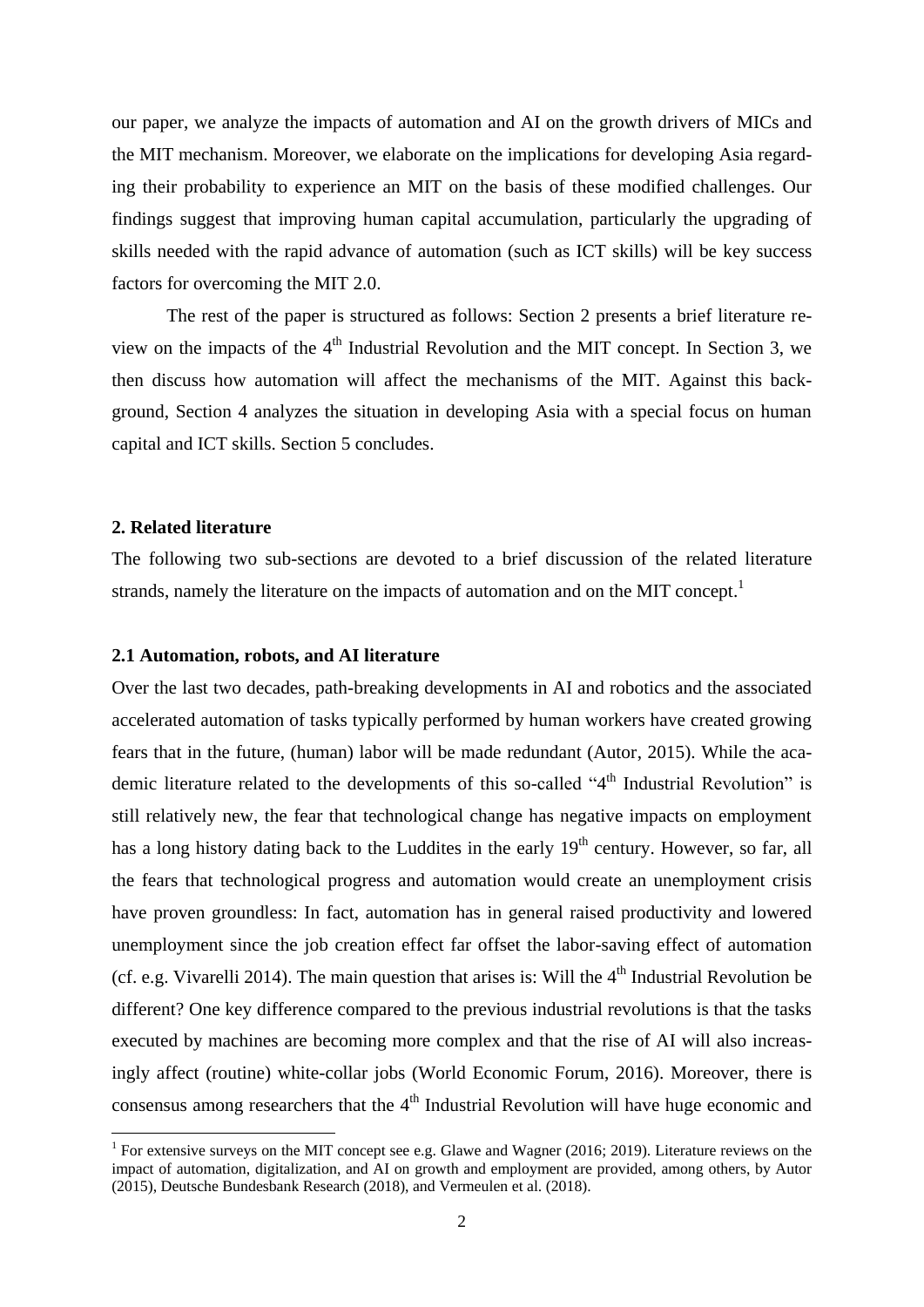our paper, we analyze the impacts of automation and AI on the growth drivers of MICs and the MIT mechanism. Moreover, we elaborate on the implications for developing Asia regarding their probability to experience an MIT on the basis of these modified challenges. Our findings suggest that improving human capital accumulation, particularly the upgrading of skills needed with the rapid advance of automation (such as ICT skills) will be key success factors for overcoming the MIT 2.0.

The rest of the paper is structured as follows: Section 2 presents a brief literature review on the impacts of the 4th Industrial Revolution and the MIT concept. In Section 3, we then discuss how automation will affect the mechanisms of the MIT. Against this background, Section 4 analyzes the situation in developing Asia with a special focus on human capital and ICT skills. Section 5 concludes.

## 2. Related literature

The following two sub-sections are devoted to a brief discussion of the related literature strands, namely the literature on the impacts of automation and on the MIT concept.[1]

### 2.1 Automation, robots, and AI literature

Over the last two decades, path-breaking developments in AI and robotics and the associated accelerated automation of tasks typically performed by human workers have created growing fears that in the future, (human) labor will be made redundant (Autor, 2015). While the academic literature related to the developments of this so-called "4th Industrial Revolution" is still relatively new, the fear that technological change has negative impacts on employment has a long history dating back to the Luddites in the early 19th century. However, so far, all the fears that technological progress and automation would create an unemployment crisis have proven groundless: In fact, automation has in general raised productivity and lowered unemployment since the job creation effect far offset the labor-saving effect of automation (cf. e.g. Vivarelli 2014). The main question that arises is: Will the 4th Industrial Revolution be different? One key difference compared to the previous industrial revolutions is that the tasks executed by machines are becoming more complex and that the rise of AI will also increasingly affect (routine) white-collar jobs (World Economic Forum, 2016). Moreover, there is consensus among researchers that the 4th Industrial Revolution will have huge economic and

[1] For extensive surveys on the MIT concept see e.g. Glawe and Wagner (2016; 2019). Literature reviews on the impact of automation, digitalization, and AI on growth and employment are provided, among others, by Autor (2015), Deutsche Bundesbank Research (2018), and Vermeulen et al. (2018).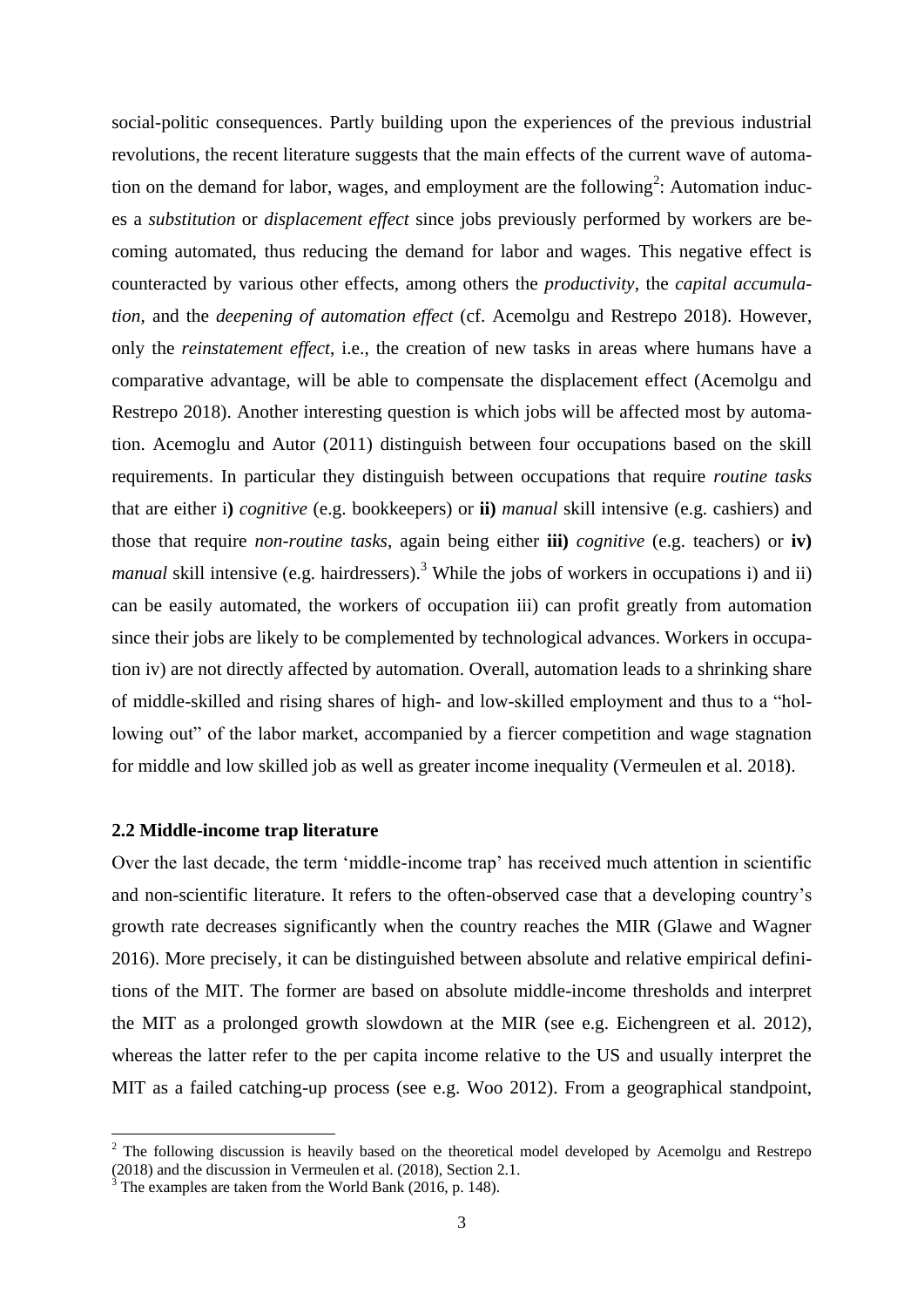social-politic consequences. Partly building upon the experiences of the previous industrial revolutions, the recent literature suggests that the main effects of the current wave of automation on the demand for labor, wages, and employment are the following[2]: Automation induces a *substitution* or *displacement effect* since jobs previously performed by workers are becoming automated, thus reducing the demand for labor and wages. This negative effect is counteracted by various other effects, among others the *productivity*, the *capital accumulation*, and the *deepening of automation effect* (cf. Acemolgu and Restrepo 2018). However, only the *reinstatement effect*, i.e., the creation of new tasks in areas where humans have a comparative advantage, will be able to compensate the displacement effect (Acemolgu and Restrepo 2018). Another interesting question is which jobs will be affected most by automation. Acemoglu and Autor (2011) distinguish between four occupations based on the skill requirements. In particular they distinguish between occupations that require *routine tasks* that are either i**)** *cognitive* (e.g. bookkeepers) or **ii)** *manual* skill intensive (e.g. cashiers) and those that require *non-routine tasks*, again being either **iii)** *cognitive* (e.g. teachers) or **iv)** *manual* skill intensive (e.g. hairdressers).[3] While the jobs of workers in occupations i) and ii) can be easily automated, the workers of occupation iii) can profit greatly from automation since their jobs are likely to be complemented by technological advances. Workers in occupation iv) are not directly affected by automation. Overall, automation leads to a shrinking share of middle-skilled and rising shares of high- and low-skilled employment and thus to a "hollowing out" of the labor market, accompanied by a fiercer competition and wage stagnation for middle and low skilled job as well as greater income inequality (Vermeulen et al. 2018).

### 2.2 Middle-income trap literature

Over the last decade, the term 'middle-income trap' has received much attention in scientific and non-scientific literature. It refers to the often-observed case that a developing country's growth rate decreases significantly when the country reaches the MIR (Glawe and Wagner 2016). More precisely, it can be distinguished between absolute and relative empirical definitions of the MIT. The former are based on absolute middle-income thresholds and interpret the MIT as a prolonged growth slowdown at the MIR (see e.g. Eichengreen et al. 2012), whereas the latter refer to the per capita income relative to the US and usually interpret the MIT as a failed catching-up process (see e.g. Woo 2012). From a geographical standpoint,

---

[2] The following discussion is heavily based on the theoretical model developed by Acemolgu and Restrepo (2018) and the discussion in Vermeulen et al. (2018), Section 2.1.

[3] The examples are taken from the World Bank (2016, p. 148).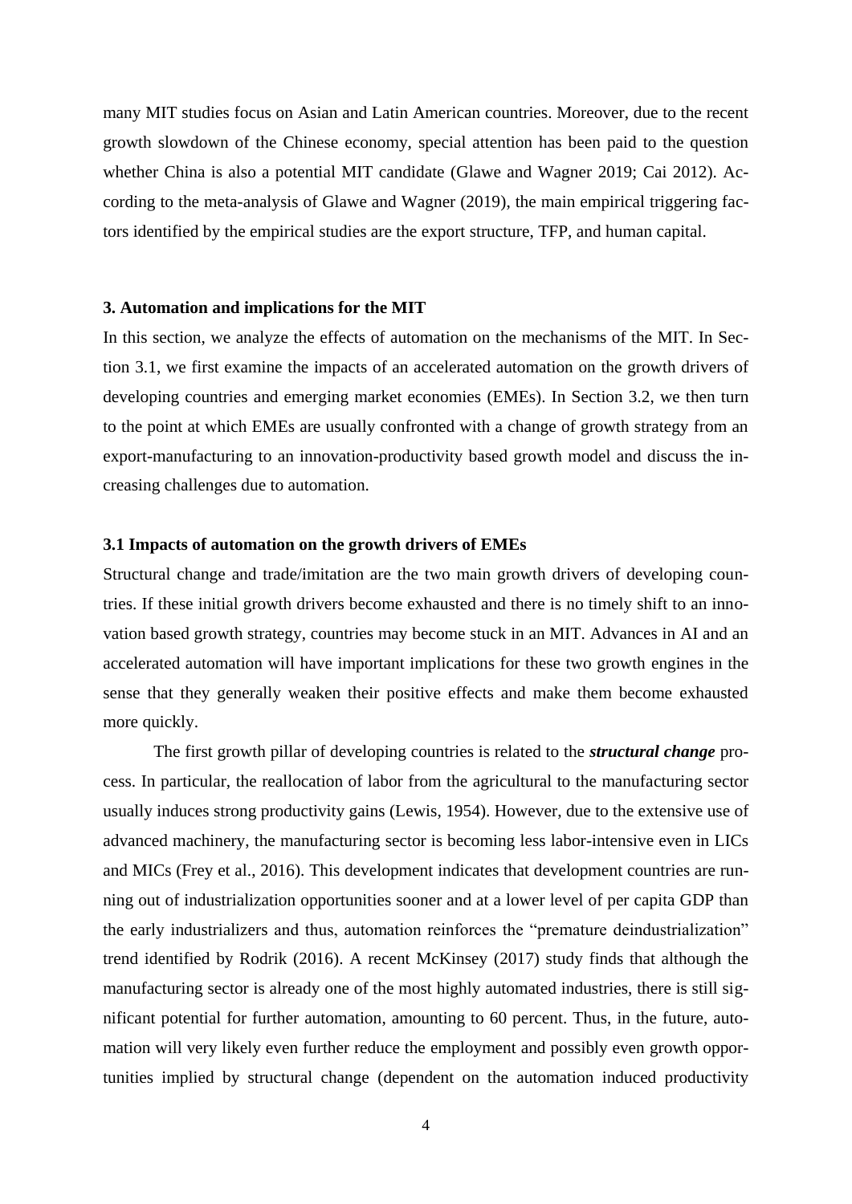many MIT studies focus on Asian and Latin American countries. Moreover, due to the recent growth slowdown of the Chinese economy, special attention has been paid to the question whether China is also a potential MIT candidate (Glawe and Wagner 2019; Cai 2012). According to the meta-analysis of Glawe and Wagner (2019), the main empirical triggering factors identified by the empirical studies are the export structure, TFP, and human capital.

## 3. Automation and implications for the MIT

In this section, we analyze the effects of automation on the mechanisms of the MIT. In Section 3.1, we first examine the impacts of an accelerated automation on the growth drivers of developing countries and emerging market economies (EMEs). In Section 3.2, we then turn to the point at which EMEs are usually confronted with a change of growth strategy from an export-manufacturing to an innovation-productivity based growth model and discuss the increasing challenges due to automation.

### 3.1 Impacts of automation on the growth drivers of EMEs

Structural change and trade/imitation are the two main growth drivers of developing countries. If these initial growth drivers become exhausted and there is no timely shift to an innovation based growth strategy, countries may become stuck in an MIT. Advances in AI and an accelerated automation will have important implications for these two growth engines in the sense that they generally weaken their positive effects and make them become exhausted more quickly.

The first growth pillar of developing countries is related to the ***structural change*** process. In particular, the reallocation of labor from the agricultural to the manufacturing sector usually induces strong productivity gains (Lewis, 1954). However, due to the extensive use of advanced machinery, the manufacturing sector is becoming less labor-intensive even in LICs and MICs (Frey et al., 2016). This development indicates that development countries are running out of industrialization opportunities sooner and at a lower level of per capita GDP than the early industrializers and thus, automation reinforces the "premature deindustrialization" trend identified by Rodrik (2016). A recent McKinsey (2017) study finds that although the manufacturing sector is already one of the most highly automated industries, there is still significant potential for further automation, amounting to 60 percent. Thus, in the future, automation will very likely even further reduce the employment and possibly even growth opportunities implied by structural change (dependent on the automation induced productivity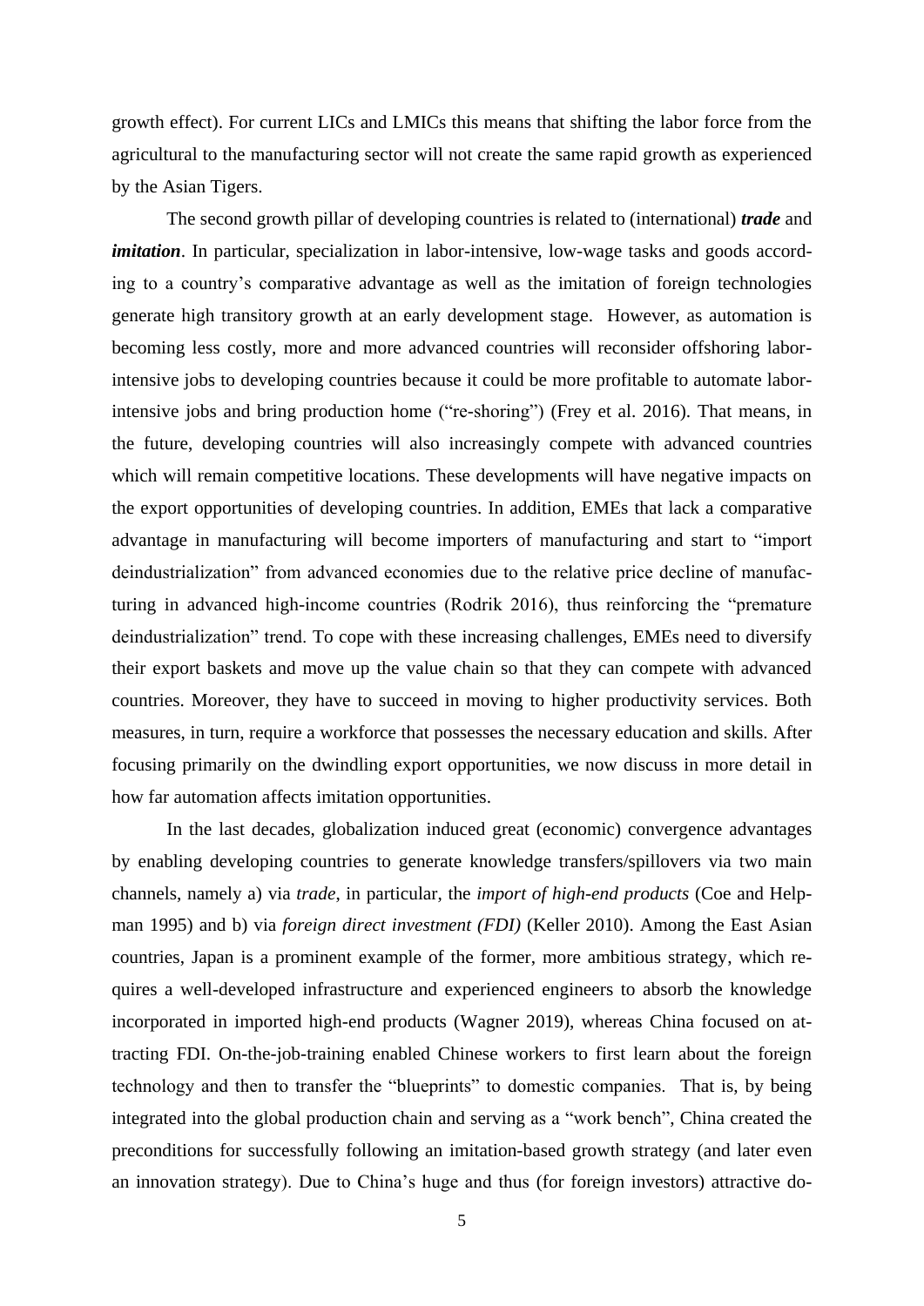growth effect). For current LICs and LMICs this means that shifting the labor force from the agricultural to the manufacturing sector will not create the same rapid growth as experienced by the Asian Tigers.

The second growth pillar of developing countries is related to (international) ***trade*** and ***imitation***. In particular, specialization in labor-intensive, low-wage tasks and goods according to a country's comparative advantage as well as the imitation of foreign technologies generate high transitory growth at an early development stage. However, as automation is becoming less costly, more and more advanced countries will reconsider offshoring labor-intensive jobs to developing countries because it could be more profitable to automate labor-intensive jobs and bring production home ("re-shoring") (Frey et al. 2016). That means, in the future, developing countries will also increasingly compete with advanced countries which will remain competitive locations. These developments will have negative impacts on the export opportunities of developing countries. In addition, EMEs that lack a comparative advantage in manufacturing will become importers of manufacturing and start to "import deindustrialization" from advanced economies due to the relative price decline of manufacturing in advanced high-income countries (Rodrik 2016), thus reinforcing the "premature deindustrialization" trend. To cope with these increasing challenges, EMEs need to diversify their export baskets and move up the value chain so that they can compete with advanced countries. Moreover, they have to succeed in moving to higher productivity services. Both measures, in turn, require a workforce that possesses the necessary education and skills. After focusing primarily on the dwindling export opportunities, we now discuss in more detail in how far automation affects imitation opportunities.

In the last decades, globalization induced great (economic) convergence advantages by enabling developing countries to generate knowledge transfers/spillovers via two main channels, namely a) via *trade*, in particular, the *import of high-end products* (Coe and Helpman 1995) and b) via *foreign direct investment (FDI)* (Keller 2010). Among the East Asian countries, Japan is a prominent example of the former, more ambitious strategy, which requires a well-developed infrastructure and experienced engineers to absorb the knowledge incorporated in imported high-end products (Wagner 2019), whereas China focused on attracting FDI. On-the-job-training enabled Chinese workers to first learn about the foreign technology and then to transfer the "blueprints" to domestic companies. That is, by being integrated into the global production chain and serving as a "work bench", China created the preconditions for successfully following an imitation-based growth strategy (and later even an innovation strategy). Due to China's huge and thus (for foreign investors) attractive do-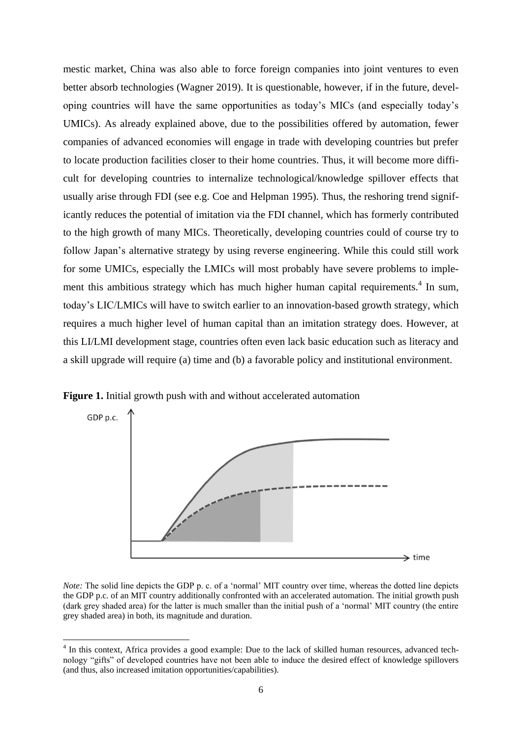mestic market, China was also able to force foreign companies into joint ventures to even better absorb technologies (Wagner 2019). It is questionable, however, if in the future, developing countries will have the same opportunities as today's MICs (and especially today's UMICs). As already explained above, due to the possibilities offered by automation, fewer companies of advanced economies will engage in trade with developing countries but prefer to locate production facilities closer to their home countries. Thus, it will become more difficult for developing countries to internalize technological/knowledge spillover effects that usually arise through FDI (see e.g. Coe and Helpman 1995). Thus, the reshoring trend significantly reduces the potential of imitation via the FDI channel, which has formerly contributed to the high growth of many MICs. Theoretically, developing countries could of course try to follow Japan's alternative strategy by using reverse engineering. While this could still work for some UMICs, especially the LMICs will most probably have severe problems to implement this ambitious strategy which has much higher human capital requirements.[4] In sum, today's LIC/LMICs will have to switch earlier to an innovation-based growth strategy, which requires a much higher level of human capital than an imitation strategy does. However, at this LI/LMI development stage, countries often even lack basic education such as literacy and a skill upgrade will require (a) time and (b) a favorable policy and institutional environment.

**Figure 1.** Initial growth push with and without accelerated automation

*Note:* The solid line depicts the GDP p. c. of a 'normal' MIT country over time, whereas the dotted line depicts the GDP p.c. of an MIT country additionally confronted with an accelerated automation. The initial growth push (dark grey shaded area) for the latter is much smaller than the initial push of a 'normal' MIT country (the entire grey shaded area) in both, its magnitude and duration.

[4] In this context, Africa provides a good example: Due to the lack of skilled human resources, advanced technology "gifts" of developed countries have not been able to induce the desired effect of knowledge spillovers (and thus, also increased imitation opportunities/capabilities).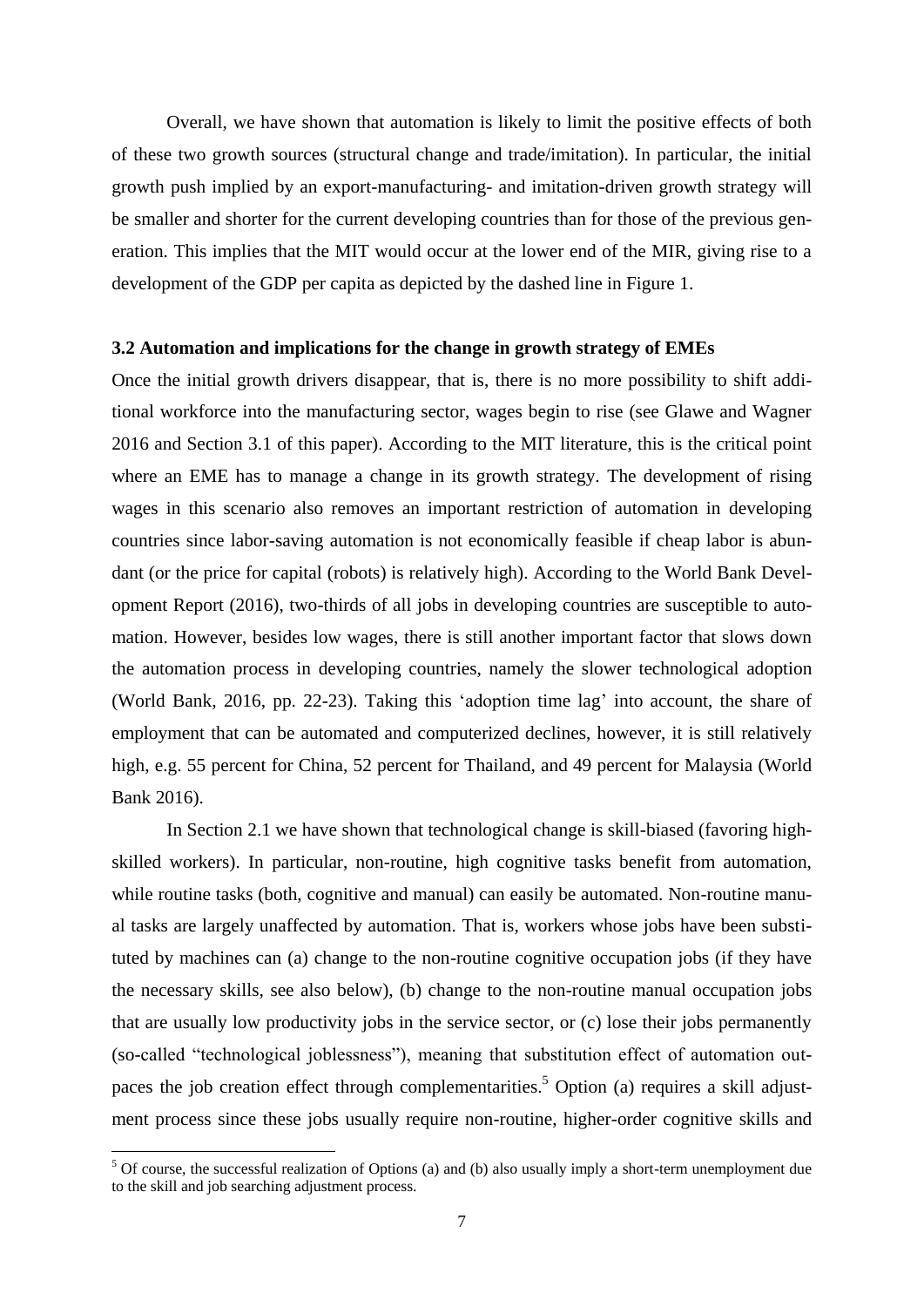Overall, we have shown that automation is likely to limit the positive effects of both of these two growth sources (structural change and trade/imitation). In particular, the initial growth push implied by an export-manufacturing- and imitation-driven growth strategy will be smaller and shorter for the current developing countries than for those of the previous generation. This implies that the MIT would occur at the lower end of the MIR, giving rise to a development of the GDP per capita as depicted by the dashed line in Figure 1.

### 3.2 Automation and implications for the change in growth strategy of EMEs

Once the initial growth drivers disappear, that is, there is no more possibility to shift additional workforce into the manufacturing sector, wages begin to rise (see Glawe and Wagner 2016 and Section 3.1 of this paper). According to the MIT literature, this is the critical point where an EME has to manage a change in its growth strategy. The development of rising wages in this scenario also removes an important restriction of automation in developing countries since labor-saving automation is not economically feasible if cheap labor is abundant (or the price for capital (robots) is relatively high). According to the World Bank Development Report (2016), two-thirds of all jobs in developing countries are susceptible to automation. However, besides low wages, there is still another important factor that slows down the automation process in developing countries, namely the slower technological adoption (World Bank, 2016, pp. 22-23). Taking this 'adoption time lag' into account, the share of employment that can be automated and computerized declines, however, it is still relatively high, e.g. 55 percent for China, 52 percent for Thailand, and 49 percent for Malaysia (World Bank 2016).

In Section 2.1 we have shown that technological change is skill-biased (favoring high-skilled workers). In particular, non-routine, high cognitive tasks benefit from automation, while routine tasks (both, cognitive and manual) can easily be automated. Non-routine manual tasks are largely unaffected by automation. That is, workers whose jobs have been substituted by machines can (a) change to the non-routine cognitive occupation jobs (if they have the necessary skills, see also below), (b) change to the non-routine manual occupation jobs that are usually low productivity jobs in the service sector, or (c) lose their jobs permanently (so-called "technological joblessness"), meaning that substitution effect of automation outpaces the job creation effect through complementarities.[5] Option (a) requires a skill adjustment process since these jobs usually require non-routine, higher-order cognitive skills and

[5] Of course, the successful realization of Options (a) and (b) also usually imply a short-term unemployment due to the skill and job searching adjustment process.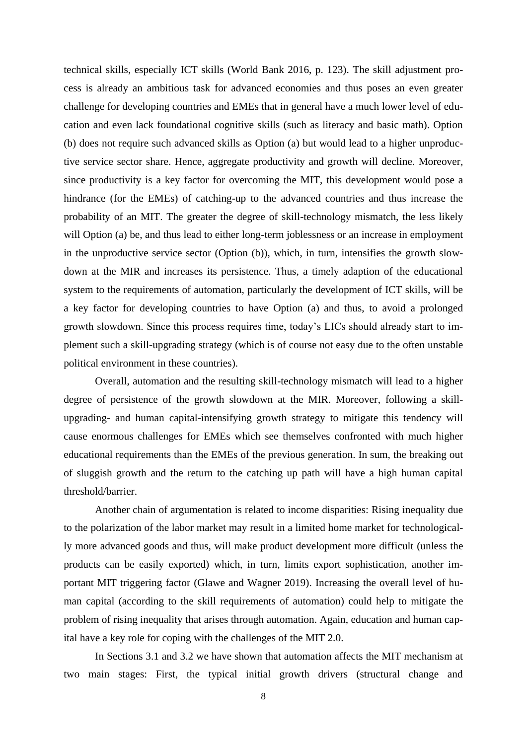technical skills, especially ICT skills (World Bank 2016, p. 123). The skill adjustment process is already an ambitious task for advanced economies and thus poses an even greater challenge for developing countries and EMEs that in general have a much lower level of education and even lack foundational cognitive skills (such as literacy and basic math). Option (b) does not require such advanced skills as Option (a) but would lead to a higher unproductive service sector share. Hence, aggregate productivity and growth will decline. Moreover, since productivity is a key factor for overcoming the MIT, this development would pose a hindrance (for the EMEs) of catching-up to the advanced countries and thus increase the probability of an MIT. The greater the degree of skill-technology mismatch, the less likely will Option (a) be, and thus lead to either long-term joblessness or an increase in employment in the unproductive service sector (Option (b)), which, in turn, intensifies the growth slowdown at the MIR and increases its persistence. Thus, a timely adaption of the educational system to the requirements of automation, particularly the development of ICT skills, will be a key factor for developing countries to have Option (a) and thus, to avoid a prolonged growth slowdown. Since this process requires time, today's LICs should already start to implement such a skill-upgrading strategy (which is of course not easy due to the often unstable political environment in these countries).

Overall, automation and the resulting skill-technology mismatch will lead to a higher degree of persistence of the growth slowdown at the MIR. Moreover, following a skill-upgrading- and human capital-intensifying growth strategy to mitigate this tendency will cause enormous challenges for EMEs which see themselves confronted with much higher educational requirements than the EMEs of the previous generation. In sum, the breaking out of sluggish growth and the return to the catching up path will have a high human capital threshold/barrier.

Another chain of argumentation is related to income disparities: Rising inequality due to the polarization of the labor market may result in a limited home market for technologically more advanced goods and thus, will make product development more difficult (unless the products can be easily exported) which, in turn, limits export sophistication, another important MIT triggering factor (Glawe and Wagner 2019). Increasing the overall level of human capital (according to the skill requirements of automation) could help to mitigate the problem of rising inequality that arises through automation. Again, education and human capital have a key role for coping with the challenges of the MIT 2.0.

In Sections 3.1 and 3.2 we have shown that automation affects the MIT mechanism at two main stages: First, the typical initial growth drivers (structural change and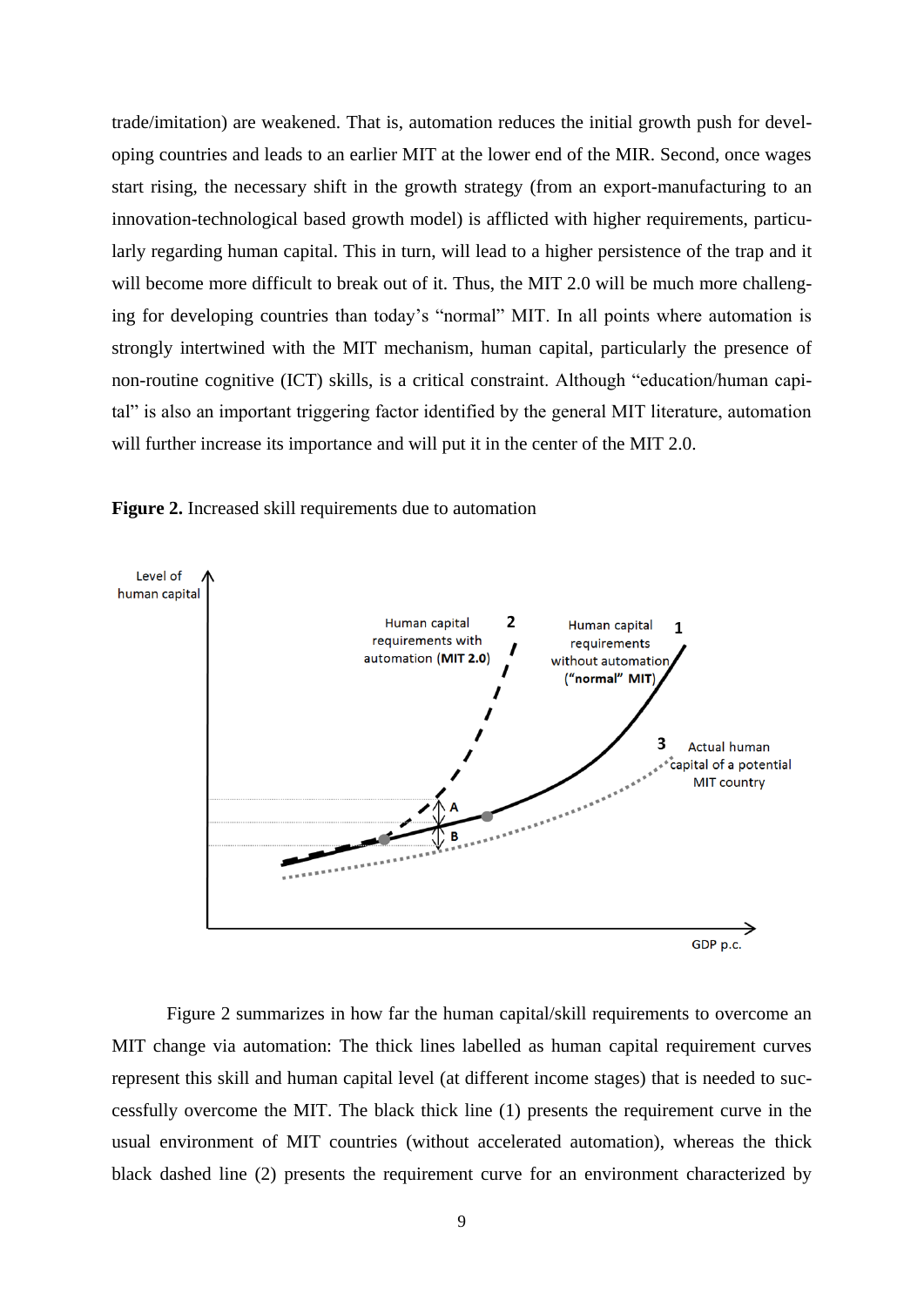trade/imitation) are weakened. That is, automation reduces the initial growth push for developing countries and leads to an earlier MIT at the lower end of the MIR. Second, once wages start rising, the necessary shift in the growth strategy (from an export-manufacturing to an innovation-technological based growth model) is afflicted with higher requirements, particularly regarding human capital. This in turn, will lead to a higher persistence of the trap and it will become more difficult to break out of it. Thus, the MIT 2.0 will be much more challenging for developing countries than today's "normal" MIT. In all points where automation is strongly intertwined with the MIT mechanism, human capital, particularly the presence of non-routine cognitive (ICT) skills, is a critical constraint. Although "education/human capital" is also an important triggering factor identified by the general MIT literature, automation will further increase its importance and will put it in the center of the MIT 2.0.

**Figure 2.** Increased skill requirements due to automation

Figure 2 summarizes in how far the human capital/skill requirements to overcome an MIT change via automation: The thick lines labelled as human capital requirement curves represent this skill and human capital level (at different income stages) that is needed to successfully overcome the MIT. The black thick line (1) presents the requirement curve in the usual environment of MIT countries (without accelerated automation), whereas the thick black dashed line (2) presents the requirement curve for an environment characterized by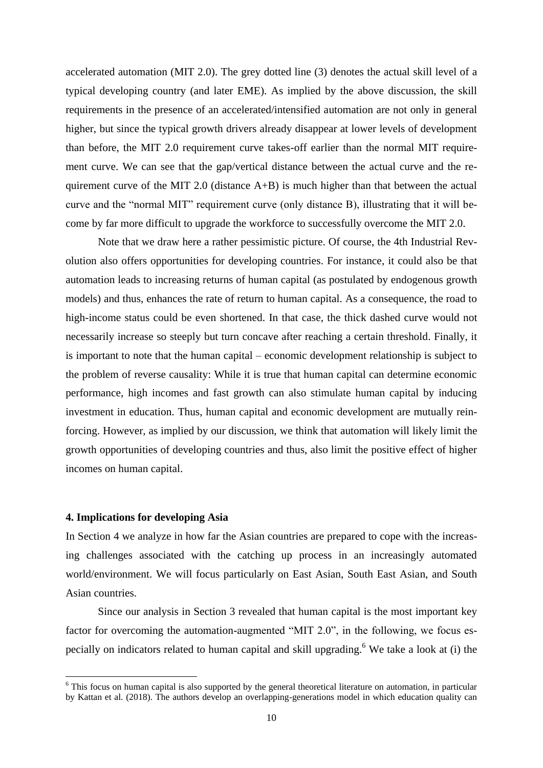accelerated automation (MIT 2.0). The grey dotted line (3) denotes the actual skill level of a typical developing country (and later EME). As implied by the above discussion, the skill requirements in the presence of an accelerated/intensified automation are not only in general higher, but since the typical growth drivers already disappear at lower levels of development than before, the MIT 2.0 requirement curve takes-off earlier than the normal MIT requirement curve. We can see that the gap/vertical distance between the actual curve and the requirement curve of the MIT 2.0 (distance A+B) is much higher than that between the actual curve and the "normal MIT" requirement curve (only distance B), illustrating that it will become by far more difficult to upgrade the workforce to successfully overcome the MIT 2.0.

Note that we draw here a rather pessimistic picture. Of course, the 4th Industrial Revolution also offers opportunities for developing countries. For instance, it could also be that automation leads to increasing returns of human capital (as postulated by endogenous growth models) and thus, enhances the rate of return to human capital. As a consequence, the road to high-income status could be even shortened. In that case, the thick dashed curve would not necessarily increase so steeply but turn concave after reaching a certain threshold. Finally, it is important to note that the human capital – economic development relationship is subject to the problem of reverse causality: While it is true that human capital can determine economic performance, high incomes and fast growth can also stimulate human capital by inducing investment in education. Thus, human capital and economic development are mutually reinforcing. However, as implied by our discussion, we think that automation will likely limit the growth opportunities of developing countries and thus, also limit the positive effect of higher incomes on human capital.

## 4. Implications for developing Asia

In Section 4 we analyze in how far the Asian countries are prepared to cope with the increasing challenges associated with the catching up process in an increasingly automated world/environment. We will focus particularly on East Asian, South East Asian, and South Asian countries.

Since our analysis in Section 3 revealed that human capital is the most important key factor for overcoming the automation-augmented "MIT 2.0", in the following, we focus especially on indicators related to human capital and skill upgrading.[6] We take a look at (i) the

[6] This focus on human capital is also supported by the general theoretical literature on automation, in particular by Kattan et al. (2018). The authors develop an overlapping-generations model in which education quality can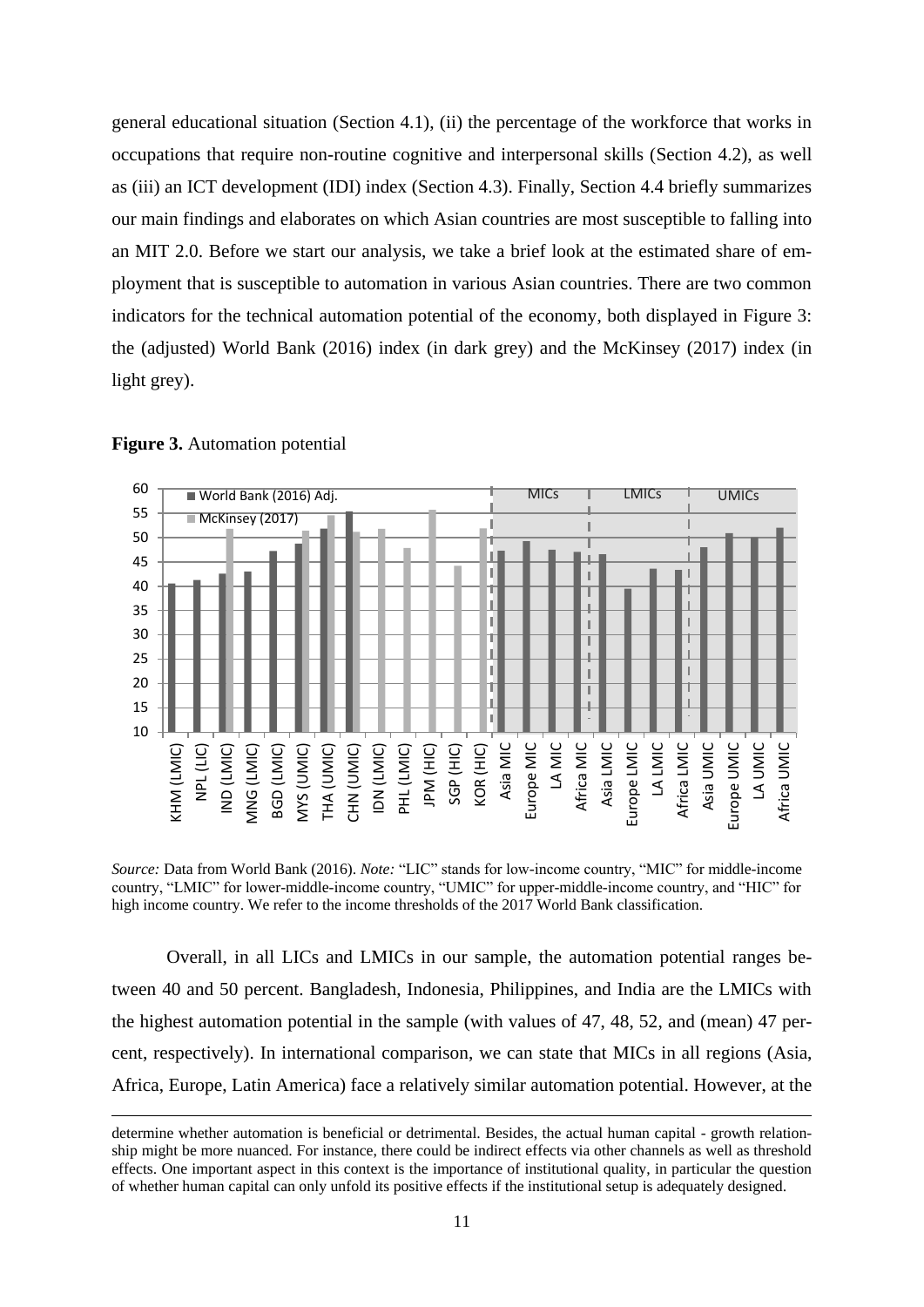general educational situation (Section 4.1), (ii) the percentage of the workforce that works in occupations that require non-routine cognitive and interpersonal skills (Section 4.2), as well as (iii) an ICT development (IDI) index (Section 4.3). Finally, Section 4.4 briefly summarizes our main findings and elaborates on which Asian countries are most susceptible to falling into an MIT 2.0. Before we start our analysis, we take a brief look at the estimated share of employment that is susceptible to automation in various Asian countries. There are two common indicators for the technical automation potential of the economy, both displayed in Figure 3: the (adjusted) World Bank (2016) index (in dark grey) and the McKinsey (2017) index (in light grey).

**Figure 3.** Automation potential

*Source:* Data from World Bank (2016). *Note:* "LIC" stands for low-income country, "MIC" for middle-income country, "LMIC" for lower-middle-income country, "UMIC" for upper-middle-income country, and "HIC" for high income country. We refer to the income thresholds of the 2017 World Bank classification.

Overall, in all LICs and LMICs in our sample, the automation potential ranges between 40 and 50 percent. Bangladesh, Indonesia, Philippines, and India are the LMICs with the highest automation potential in the sample (with values of 47, 48, 52, and (mean) 47 percent, respectively). In international comparison, we can state that MICs in all regions (Asia, Africa, Europe, Latin America) face a relatively similar automation potential. However, at the

determine whether automation is beneficial or detrimental. Besides, the actual human capital - growth relationship might be more nuanced. For instance, there could be indirect effects via other channels as well as threshold effects. One important aspect in this context is the importance of institutional quality, in particular the question of whether human capital can only unfold its positive effects if the institutional setup is adequately designed.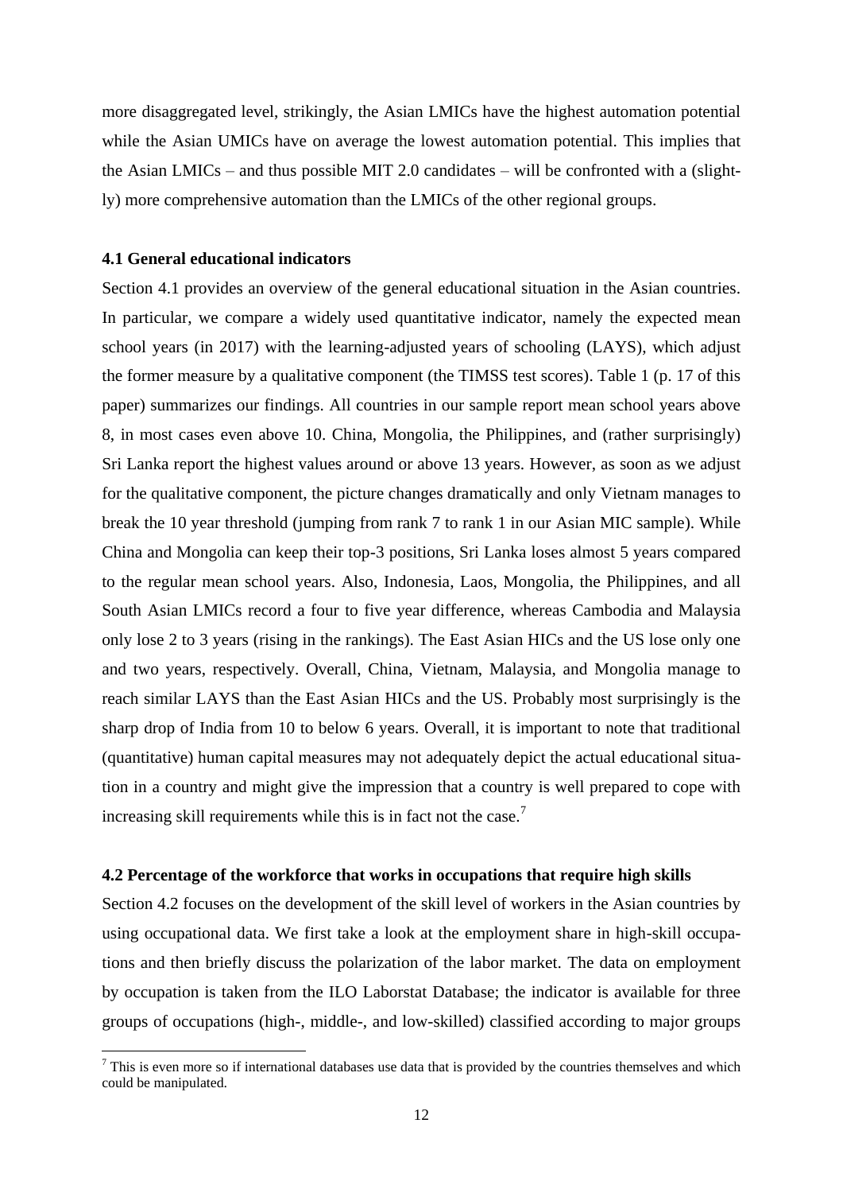more disaggregated level, strikingly, the Asian LMICs have the highest automation potential while the Asian UMICs have on average the lowest automation potential. This implies that the Asian LMICs – and thus possible MIT 2.0 candidates – will be confronted with a (slightly) more comprehensive automation than the LMICs of the other regional groups.

### 4.1 General educational indicators

Section 4.1 provides an overview of the general educational situation in the Asian countries. In particular, we compare a widely used quantitative indicator, namely the expected mean school years (in 2017) with the learning-adjusted years of schooling (LAYS), which adjust the former measure by a qualitative component (the TIMSS test scores). Table 1 (p. 17 of this paper) summarizes our findings. All countries in our sample report mean school years above 8, in most cases even above 10. China, Mongolia, the Philippines, and (rather surprisingly) Sri Lanka report the highest values around or above 13 years. However, as soon as we adjust for the qualitative component, the picture changes dramatically and only Vietnam manages to break the 10 year threshold (jumping from rank 7 to rank 1 in our Asian MIC sample). While China and Mongolia can keep their top-3 positions, Sri Lanka loses almost 5 years compared to the regular mean school years. Also, Indonesia, Laos, Mongolia, the Philippines, and all South Asian LMICs record a four to five year difference, whereas Cambodia and Malaysia only lose 2 to 3 years (rising in the rankings). The East Asian HICs and the US lose only one and two years, respectively. Overall, China, Vietnam, Malaysia, and Mongolia manage to reach similar LAYS than the East Asian HICs and the US. Probably most surprisingly is the sharp drop of India from 10 to below 6 years. Overall, it is important to note that traditional (quantitative) human capital measures may not adequately depict the actual educational situation in a country and might give the impression that a country is well prepared to cope with increasing skill requirements while this is in fact not the case.[7]

### 4.2 Percentage of the workforce that works in occupations that require high skills

Section 4.2 focuses on the development of the skill level of workers in the Asian countries by using occupational data. We first take a look at the employment share in high-skill occupations and then briefly discuss the polarization of the labor market. The data on employment by occupation is taken from the ILO Laborstat Database; the indicator is available for three groups of occupations (high-, middle-, and low-skilled) classified according to major groups

[7] This is even more so if international databases use data that is provided by the countries themselves and which could be manipulated.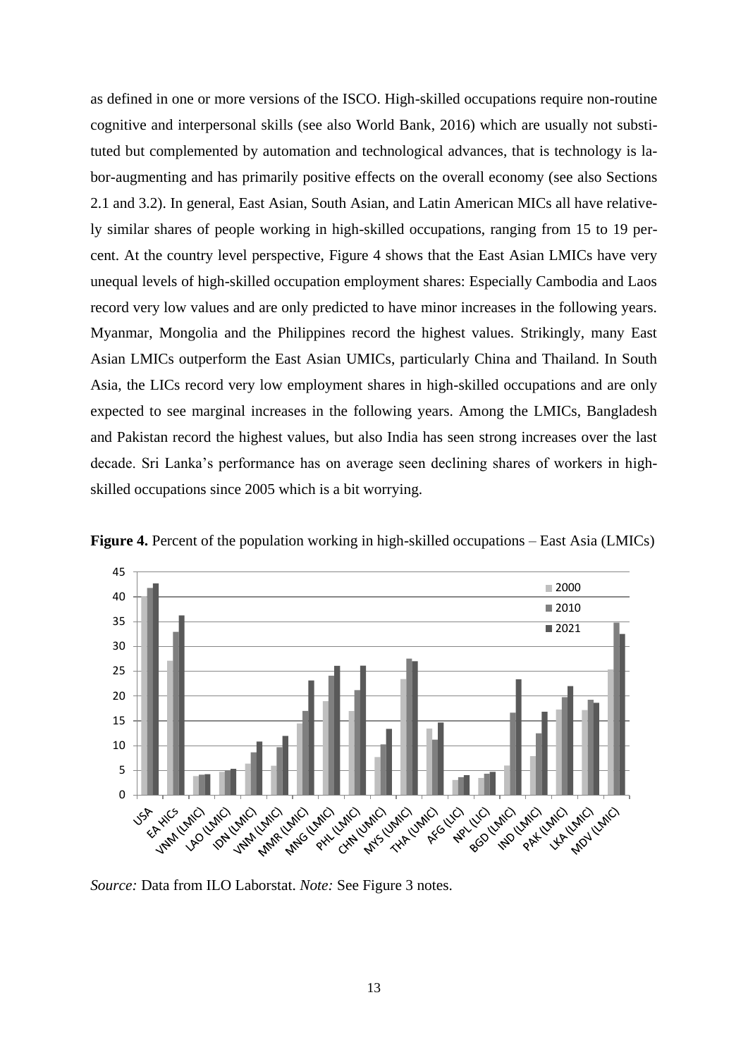as defined in one or more versions of the ISCO. High-skilled occupations require non-routine cognitive and interpersonal skills (see also World Bank, 2016) which are usually not substituted but complemented by automation and technological advances, that is technology is labor-augmenting and has primarily positive effects on the overall economy (see also Sections 2.1 and 3.2). In general, East Asian, South Asian, and Latin American MICs all have relatively similar shares of people working in high-skilled occupations, ranging from 15 to 19 percent. At the country level perspective, Figure 4 shows that the East Asian LMICs have very unequal levels of high-skilled occupation employment shares: Especially Cambodia and Laos record very low values and are only predicted to have minor increases in the following years. Myanmar, Mongolia and the Philippines record the highest values. Strikingly, many East Asian LMICs outperform the East Asian UMICs, particularly China and Thailand. In South Asia, the LICs record very low employment shares in high-skilled occupations and are only expected to see marginal increases in the following years. Among the LMICs, Bangladesh and Pakistan record the highest values, but also India has seen strong increases over the last decade. Sri Lanka's performance has on average seen declining shares of workers in high-skilled occupations since 2005 which is a bit worrying.

**Figure 4.** Percent of the population working in high-skilled occupations – East Asia (LMICs)

*Source:* Data from ILO Laborstat. *Note:* See Figure 3 notes.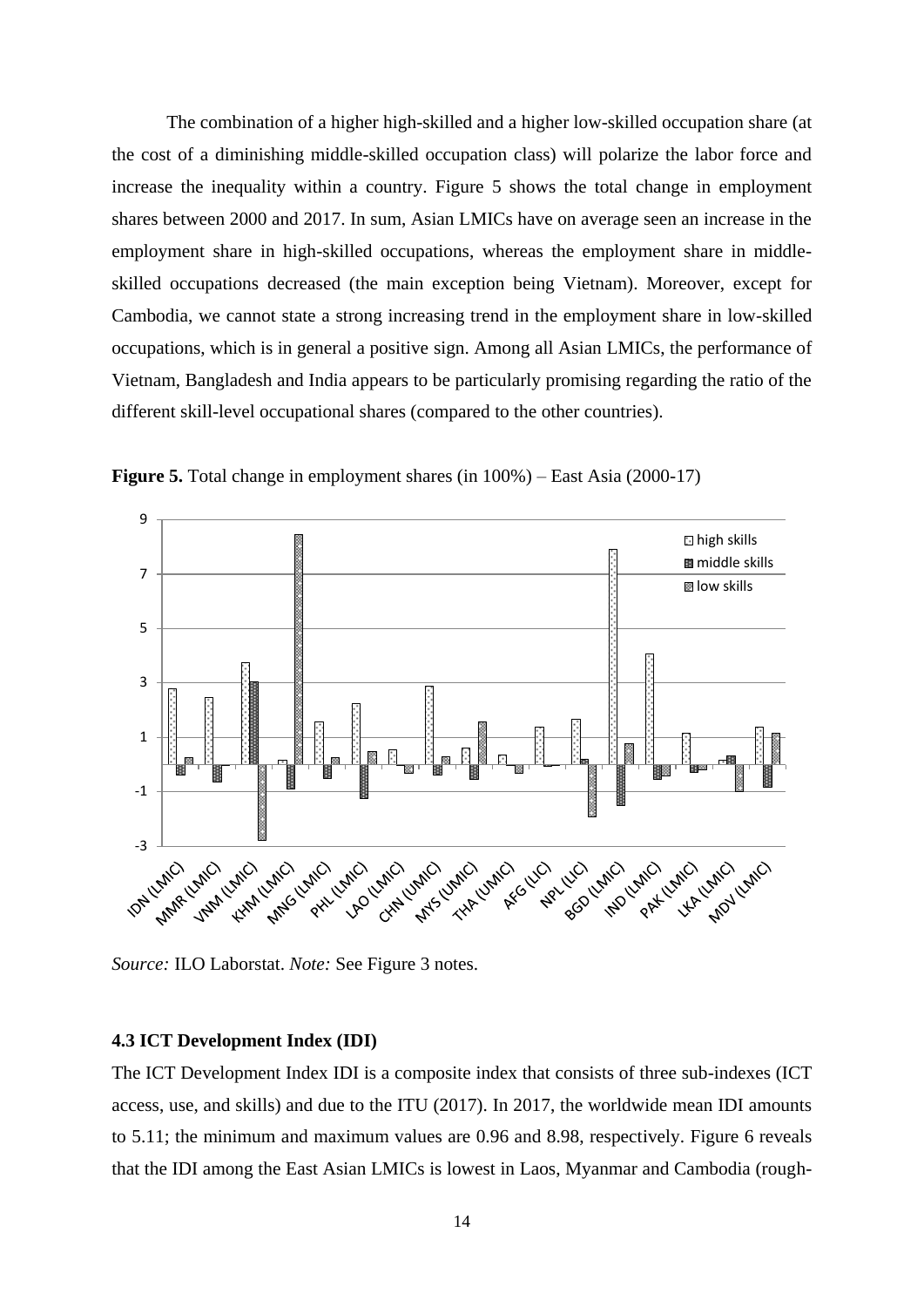The combination of a higher high-skilled and a higher low-skilled occupation share (at the cost of a diminishing middle-skilled occupation class) will polarize the labor force and increase the inequality within a country. Figure 5 shows the total change in employment shares between 2000 and 2017. In sum, Asian LMICs have on average seen an increase in the employment share in high-skilled occupations, whereas the employment share in middle-skilled occupations decreased (the main exception being Vietnam). Moreover, except for Cambodia, we cannot state a strong increasing trend in the employment share in low-skilled occupations, which is in general a positive sign. Among all Asian LMICs, the performance of Vietnam, Bangladesh and India appears to be particularly promising regarding the ratio of the different skill-level occupational shares (compared to the other countries).

**Figure 5.** Total change in employment shares (in 100%) – East Asia (2000-17)

*Source:* ILO Laborstat. *Note:* See Figure 3 notes.

### 4.3 ICT Development Index (IDI)

The ICT Development Index IDI is a composite index that consists of three sub-indexes (ICT access, use, and skills) and due to the ITU (2017). In 2017, the worldwide mean IDI amounts to 5.11; the minimum and maximum values are 0.96 and 8.98, respectively. Figure 6 reveals that the IDI among the East Asian LMICs is lowest in Laos, Myanmar and Cambodia (rough-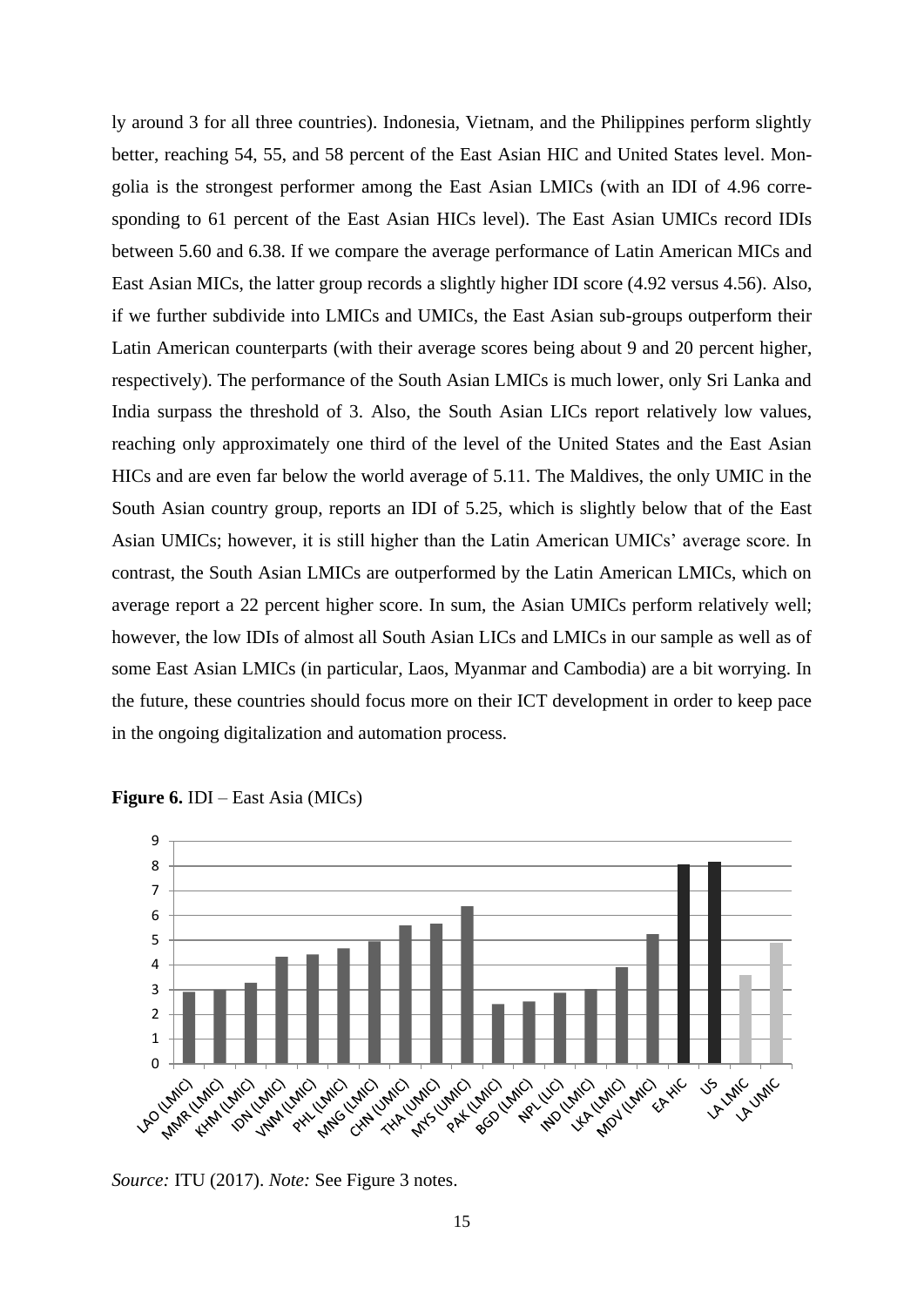ly around 3 for all three countries). Indonesia, Vietnam, and the Philippines perform slightly better, reaching 54, 55, and 58 percent of the East Asian HIC and United States level. Mongolia is the strongest performer among the East Asian LMICs (with an IDI of 4.96 corresponding to 61 percent of the East Asian HICs level). The East Asian UMICs record IDIs between 5.60 and 6.38. If we compare the average performance of Latin American MICs and East Asian MICs, the latter group records a slightly higher IDI score (4.92 versus 4.56). Also, if we further subdivide into LMICs and UMICs, the East Asian sub-groups outperform their Latin American counterparts (with their average scores being about 9 and 20 percent higher, respectively). The performance of the South Asian LMICs is much lower, only Sri Lanka and India surpass the threshold of 3. Also, the South Asian LICs report relatively low values, reaching only approximately one third of the level of the United States and the East Asian HICs and are even far below the world average of 5.11. The Maldives, the only UMIC in the South Asian country group, reports an IDI of 5.25, which is slightly below that of the East Asian UMICs; however, it is still higher than the Latin American UMICs' average score. In contrast, the South Asian LMICs are outperformed by the Latin American LMICs, which on average report a 22 percent higher score. In sum, the Asian UMICs perform relatively well; however, the low IDIs of almost all South Asian LICs and LMICs in our sample as well as of some East Asian LMICs (in particular, Laos, Myanmar and Cambodia) are a bit worrying. In the future, these countries should focus more on their ICT development in order to keep pace in the ongoing digitalization and automation process.

**Figure 6.** IDI – East Asia (MICs)

*Source:* ITU (2017). *Note:* See Figure 3 notes.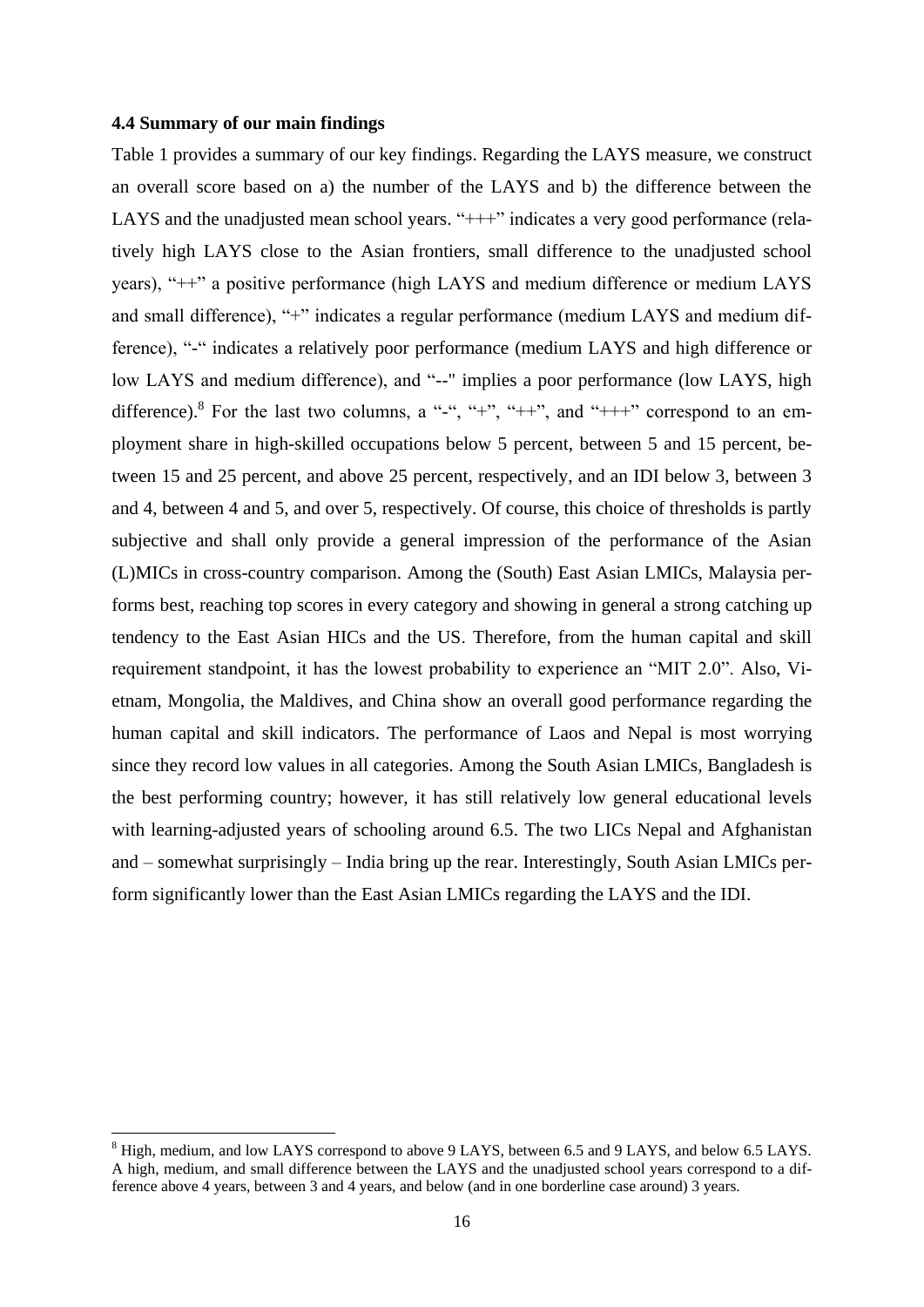### 4.4 Summary of our main findings

Table 1 provides a summary of our key findings. Regarding the LAYS measure, we construct an overall score based on a) the number of the LAYS and b) the difference between the LAYS and the unadjusted mean school years. "+++" indicates a very good performance (relatively high LAYS close to the Asian frontiers, small difference to the unadjusted school years), "++" a positive performance (high LAYS and medium difference or medium LAYS and small difference), "+" indicates a regular performance (medium LAYS and medium difference), "-" indicates a relatively poor performance (medium LAYS and high difference or low LAYS and medium difference), and "--" implies a poor performance (low LAYS, high difference).[8] For the last two columns, a "-", "+", "++", and "+++" correspond to an employment share in high-skilled occupations below 5 percent, between 5 and 15 percent, between 15 and 25 percent, and above 25 percent, respectively, and an IDI below 3, between 3 and 4, between 4 and 5, and over 5, respectively. Of course, this choice of thresholds is partly subjective and shall only provide a general impression of the performance of the Asian (L)MICs in cross-country comparison. Among the (South) East Asian LMICs, Malaysia performs best, reaching top scores in every category and showing in general a strong catching up tendency to the East Asian HICs and the US. Therefore, from the human capital and skill requirement standpoint, it has the lowest probability to experience an "MIT 2.0". Also, Vietnam, Mongolia, the Maldives, and China show an overall good performance regarding the human capital and skill indicators. The performance of Laos and Nepal is most worrying since they record low values in all categories. Among the South Asian LMICs, Bangladesh is the best performing country; however, it has still relatively low general educational levels with learning-adjusted years of schooling around 6.5. The two LICs Nepal and Afghanistan and – somewhat surprisingly – India bring up the rear. Interestingly, South Asian LMICs perform significantly lower than the East Asian LMICs regarding the LAYS and the IDI.

[8] High, medium, and low LAYS correspond to above 9 LAYS, between 6.5 and 9 LAYS, and below 6.5 LAYS. A high, medium, and small difference between the LAYS and the unadjusted school years correspond to a difference above 4 years, between 3 and 4 years, and below (and in one borderline case around) 3 years.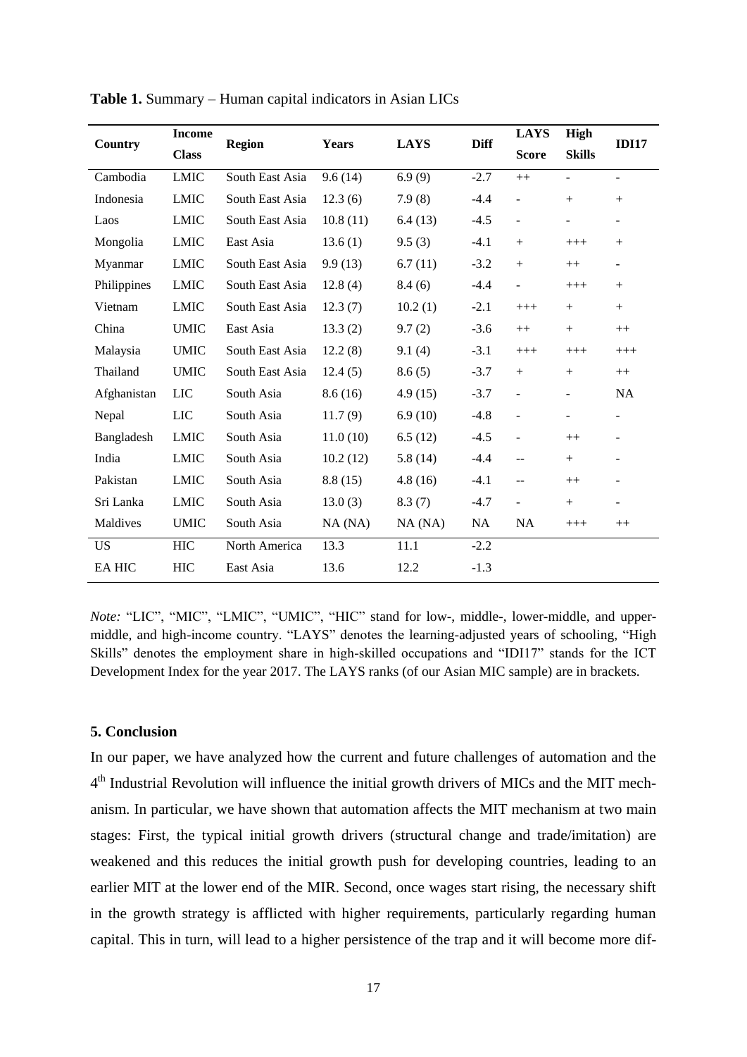**Table 1.** Summary – Human capital indicators in Asian LICs

| Country | Income Class | Region | Years | LAYS | Diff | LAYS Score | High Skills | IDI17 |
|---|---|---|---|---|---|---|---|---|
| Cambodia | LMIC | South East Asia | 9.6 (14) | 6.9 (9) | -2.7 | ++ | - | - |
| Indonesia | LMIC | South East Asia | 12.3 (6) | 7.9 (8) | -4.4 | - | + | + |
| Laos | LMIC | South East Asia | 10.8 (11) | 6.4 (13) | -4.5 | - | - | - |
| Mongolia | LMIC | East Asia | 13.6 (1) | 9.5 (3) | -4.1 | + | +++ | + |
| Myanmar | LMIC | South East Asia | 9.9 (13) | 6.7 (11) | -3.2 | + | ++ | - |
| Philippines | LMIC | South East Asia | 12.8 (4) | 8.4 (6) | -4.4 | - | +++ | + |
| Vietnam | LMIC | South East Asia | 12.3 (7) | 10.2 (1) | -2.1 | +++ | + | + |
| China | UMIC | East Asia | 13.3 (2) | 9.7 (2) | -3.6 | ++ | + | ++ |
| Malaysia | UMIC | South East Asia | 12.2 (8) | 9.1 (4) | -3.1 | +++ | +++ | +++ |
| Thailand | UMIC | South East Asia | 12.4 (5) | 8.6 (5) | -3.7 | + | + | ++ |
| Afghanistan | LIC | South Asia | 8.6 (16) | 4.9 (15) | -3.7 | - | - | NA |
| Nepal | LIC | South Asia | 11.7 (9) | 6.9 (10) | -4.8 | - | - | - |
| Bangladesh | LMIC | South Asia | 11.0 (10) | 6.5 (12) | -4.5 | - | ++ | - |
| India | LMIC | South Asia | 10.2 (12) | 5.8 (14) | -4.4 | -- | + | - |
| Pakistan | LMIC | South Asia | 8.8 (15) | 4.8 (16) | -4.1 | -- | ++ | - |
| Sri Lanka | LMIC | South Asia | 13.0 (3) | 8.3 (7) | -4.7 | - | + | - |
| Maldives | UMIC | South Asia | NA (NA) | NA (NA) | NA | NA | +++ | ++ |
| US | HIC | North America | 13.3 | 11.1 | -2.2 | | | |
| EA HIC | HIC | East Asia | 13.6 | 12.2 | -1.3 | | | |

*Note:* "LIC", "MIC", "LMIC", "UMIC", "HIC" stand for low-, middle-, lower-middle, and upper-middle, and high-income country. "LAYS" denotes the learning-adjusted years of schooling, "High Skills" denotes the employment share in high-skilled occupations and "IDI17" stands for the ICT Development Index for the year 2017. The LAYS ranks (of our Asian MIC sample) are in brackets.

## 5. Conclusion

In our paper, we have analyzed how the current and future challenges of automation and the 4th Industrial Revolution will influence the initial growth drivers of MICs and the MIT mechanism. In particular, we have shown that automation affects the MIT mechanism at two main stages: First, the typical initial growth drivers (structural change and trade/imitation) are weakened and this reduces the initial growth push for developing countries, leading to an earlier MIT at the lower end of the MIR. Second, once wages start rising, the necessary shift in the growth strategy is afflicted with higher requirements, particularly regarding human capital. This in turn, will lead to a higher persistence of the trap and it will become more dif-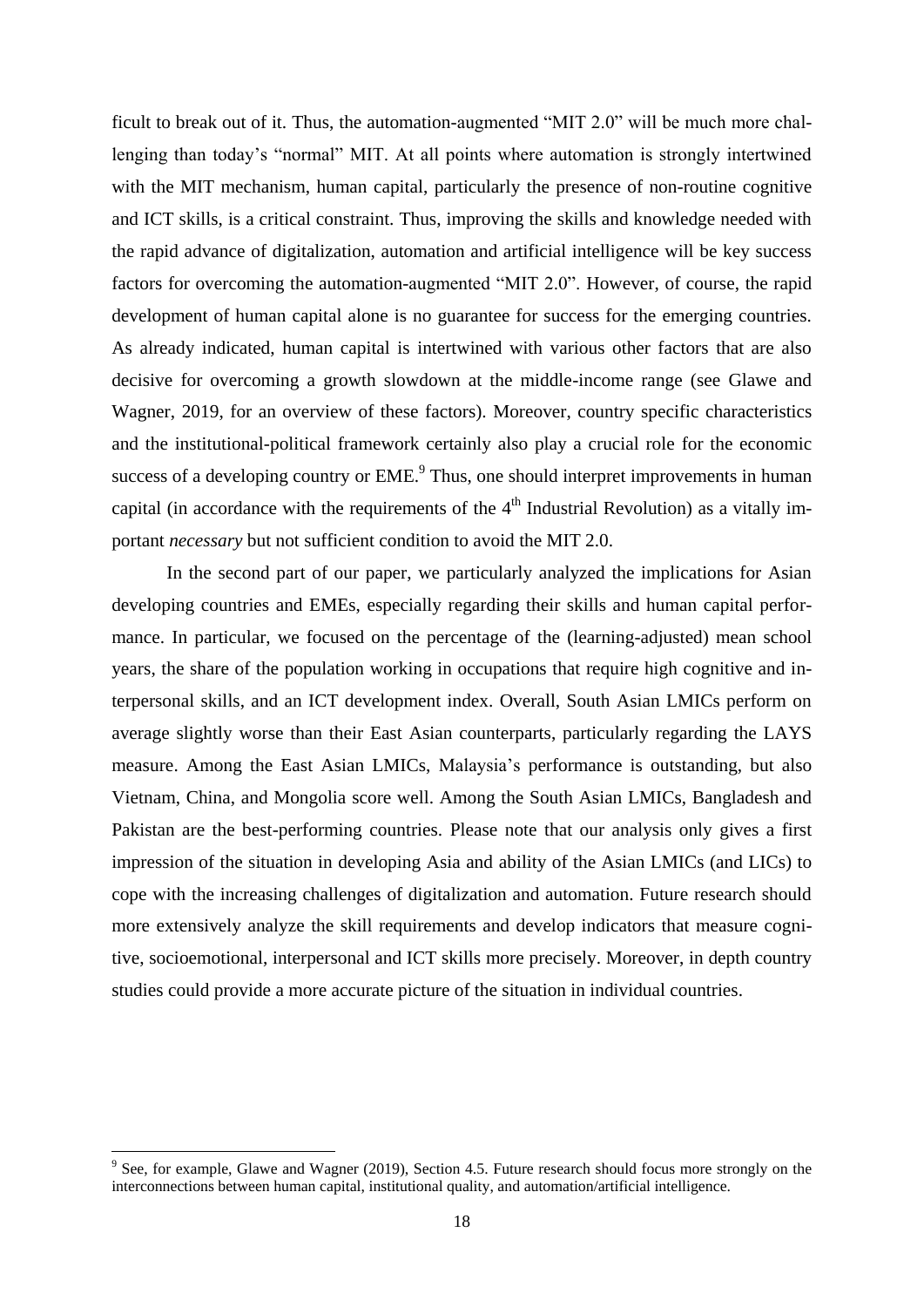ficult to break out of it. Thus, the automation-augmented "MIT 2.0" will be much more challenging than today's "normal" MIT. At all points where automation is strongly intertwined with the MIT mechanism, human capital, particularly the presence of non-routine cognitive and ICT skills, is a critical constraint. Thus, improving the skills and knowledge needed with the rapid advance of digitalization, automation and artificial intelligence will be key success factors for overcoming the automation-augmented "MIT 2.0". However, of course, the rapid development of human capital alone is no guarantee for success for the emerging countries. As already indicated, human capital is intertwined with various other factors that are also decisive for overcoming a growth slowdown at the middle-income range (see Glawe and Wagner, 2019, for an overview of these factors). Moreover, country specific characteristics and the institutional-political framework certainly also play a crucial role for the economic success of a developing country or EME.[9] Thus, one should interpret improvements in human capital (in accordance with the requirements of the 4th Industrial Revolution) as a vitally important *necessary* but not sufficient condition to avoid the MIT 2.0.

In the second part of our paper, we particularly analyzed the implications for Asian developing countries and EMEs, especially regarding their skills and human capital performance. In particular, we focused on the percentage of the (learning-adjusted) mean school years, the share of the population working in occupations that require high cognitive and interpersonal skills, and an ICT development index. Overall, South Asian LMICs perform on average slightly worse than their East Asian counterparts, particularly regarding the LAYS measure. Among the East Asian LMICs, Malaysia's performance is outstanding, but also Vietnam, China, and Mongolia score well. Among the South Asian LMICs, Bangladesh and Pakistan are the best-performing countries. Please note that our analysis only gives a first impression of the situation in developing Asia and ability of the Asian LMICs (and LICs) to cope with the increasing challenges of digitalization and automation. Future research should more extensively analyze the skill requirements and develop indicators that measure cognitive, socioemotional, interpersonal and ICT skills more precisely. Moreover, in depth country studies could provide a more accurate picture of the situation in individual countries.

---

[9] See, for example, Glawe and Wagner (2019), Section 4.5. Future research should focus more strongly on the interconnections between human capital, institutional quality, and automation/artificial intelligence.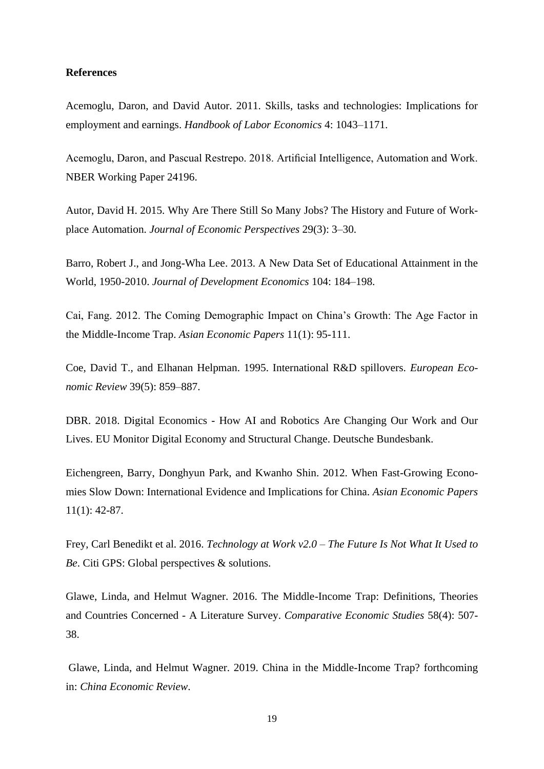**References**

Acemoglu, Daron, and David Autor. 2011. Skills, tasks and technologies: Implications for employment and earnings. *Handbook of Labor Economics* 4: 1043–1171.

Acemoglu, Daron, and Pascual Restrepo. 2018. Artificial Intelligence, Automation and Work. NBER Working Paper 24196.

Autor, David H. 2015. Why Are There Still So Many Jobs? The History and Future of Workplace Automation. *Journal of Economic Perspectives* 29(3): 3–30.

Barro, Robert J., and Jong-Wha Lee. 2013. A New Data Set of Educational Attainment in the World, 1950-2010. *Journal of Development Economics* 104: 184–198.

Cai, Fang. 2012. The Coming Demographic Impact on China's Growth: The Age Factor in the Middle-Income Trap. *Asian Economic Papers* 11(1): 95-111.

Coe, David T., and Elhanan Helpman. 1995. International R&D spillovers. *European Economic Review* 39(5): 859–887.

DBR. 2018. Digital Economics - How AI and Robotics Are Changing Our Work and Our Lives. EU Monitor Digital Economy and Structural Change. Deutsche Bundesbank.

Eichengreen, Barry, Donghyun Park, and Kwanho Shin. 2012. When Fast-Growing Economies Slow Down: International Evidence and Implications for China. *Asian Economic Papers* 11(1): 42-87.

Frey, Carl Benedikt et al. 2016. *Technology at Work v2.0 – The Future Is Not What It Used to Be*. Citi GPS: Global perspectives & solutions.

Glawe, Linda, and Helmut Wagner. 2016. The Middle-Income Trap: Definitions, Theories and Countries Concerned - A Literature Survey. *Comparative Economic Studies* 58(4): 507-38.

Glawe, Linda, and Helmut Wagner. 2019. China in the Middle-Income Trap? forthcoming in: *China Economic Review*.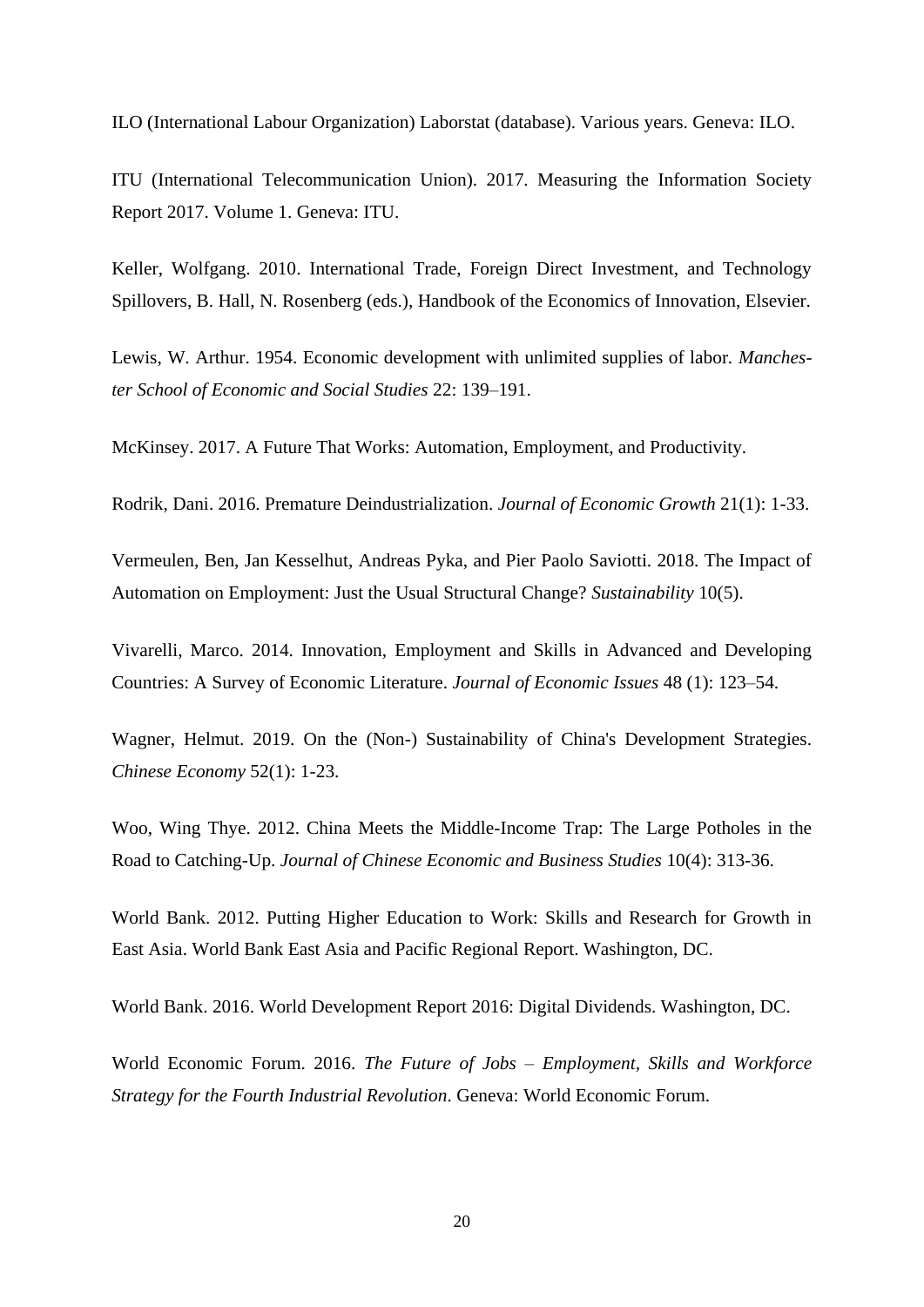ILO (International Labour Organization) Laborstat (database). Various years. Geneva: ILO.

ITU (International Telecommunication Union). 2017. Measuring the Information Society Report 2017. Volume 1. Geneva: ITU.

Keller, Wolfgang. 2010. International Trade, Foreign Direct Investment, and Technology Spillovers, B. Hall, N. Rosenberg (eds.), Handbook of the Economics of Innovation, Elsevier.

Lewis, W. Arthur. 1954. Economic development with unlimited supplies of labor. *Manchester School of Economic and Social Studies* 22: 139–191.

McKinsey. 2017. A Future That Works: Automation, Employment, and Productivity.

Rodrik, Dani. 2016. Premature Deindustrialization. *Journal of Economic Growth* 21(1): 1-33.

Vermeulen, Ben, Jan Kesselhut, Andreas Pyka, and Pier Paolo Saviotti. 2018. The Impact of Automation on Employment: Just the Usual Structural Change? *Sustainability* 10(5).

Vivarelli, Marco. 2014. Innovation, Employment and Skills in Advanced and Developing Countries: A Survey of Economic Literature. *Journal of Economic Issues* 48 (1): 123–54.

Wagner, Helmut. 2019. On the (Non-) Sustainability of China's Development Strategies. *Chinese Economy* 52(1): 1-23.

Woo, Wing Thye. 2012. China Meets the Middle-Income Trap: The Large Potholes in the Road to Catching-Up. *Journal of Chinese Economic and Business Studies* 10(4): 313-36.

World Bank. 2012. Putting Higher Education to Work: Skills and Research for Growth in East Asia. World Bank East Asia and Pacific Regional Report. Washington, DC.

World Bank. 2016. World Development Report 2016: Digital Dividends. Washington, DC.

World Economic Forum. 2016. *The Future of Jobs – Employment, Skills and Workforce Strategy for the Fourth Industrial Revolution*. Geneva: World Economic Forum.